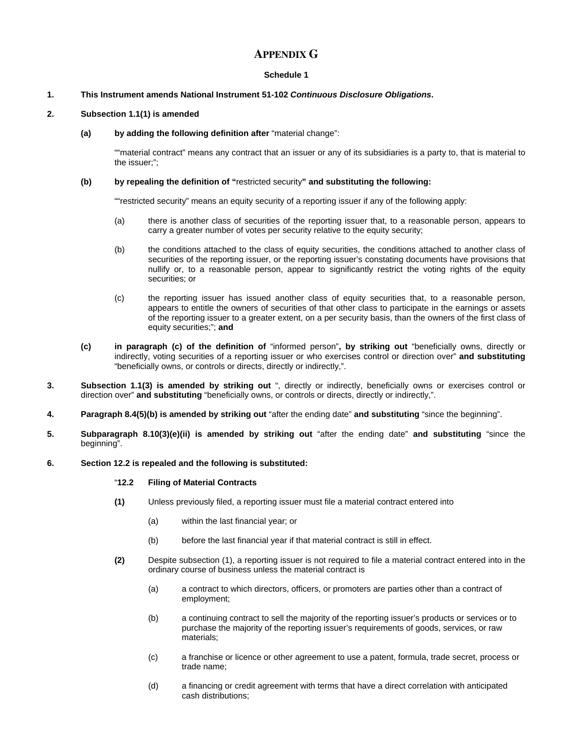# APPENDIX G

**Schedule 1**

**1. This Instrument amends National Instrument 51-102 *Continuous Disclosure Obligations*.**

**2. Subsection 1.1(1) is amended**

**(a) by adding the following definition after** "material change":

""material contract" means any contract that an issuer or any of its subsidiaries is a party to, that is material to the issuer;";

**(b) by repealing the definition of "**restricted security**" and substituting the following:**

""restricted security" means an equity security of a reporting issuer if any of the following apply:

(a) there is another class of securities of the reporting issuer that, to a reasonable person, appears to carry a greater number of votes per security relative to the equity security;

(b) the conditions attached to the class of equity securities, the conditions attached to another class of securities of the reporting issuer, or the reporting issuer's constating documents have provisions that nullify or, to a reasonable person, appear to significantly restrict the voting rights of the equity securities; or

(c) the reporting issuer has issued another class of equity securities that, to a reasonable person, appears to entitle the owners of securities of that other class to participate in the earnings or assets of the reporting issuer to a greater extent, on a per security basis, than the owners of the first class of equity securities;"; **and**

**(c) in paragraph (c) of the definition of** "informed person"**, by striking out** "beneficially owns, directly or indirectly, voting securities of a reporting issuer or who exercises control or direction over" **and substituting** "beneficially owns, or controls or directs, directly or indirectly,".

**3. Subsection 1.1(3) is amended by striking out** ", directly or indirectly, beneficially owns or exercises control or direction over" **and substituting** "beneficially owns, or controls or directs, directly or indirectly,".

**4. Paragraph 8.4(5)(b) is amended by striking out** "after the ending date" **and substituting** "since the beginning".

**5. Subparagraph 8.10(3)(e)(ii) is amended by striking out** "after the ending date" **and substituting** "since the beginning".

**6. Section 12.2 is repealed and the following is substituted:**

"**12.2 Filing of Material Contracts**

**(1)** Unless previously filed, a reporting issuer must file a material contract entered into

(a) within the last financial year; or

(b) before the last financial year if that material contract is still in effect.

**(2)** Despite subsection (1), a reporting issuer is not required to file a material contract entered into in the ordinary course of business unless the material contract is

(a) a contract to which directors, officers, or promoters are parties other than a contract of employment;

(b) a continuing contract to sell the majority of the reporting issuer's products or services or to purchase the majority of the reporting issuer's requirements of goods, services, or raw materials;

(c) a franchise or licence or other agreement to use a patent, formula, trade secret, process or trade name;

(d) a financing or credit agreement with terms that have a direct correlation with anticipated cash distributions;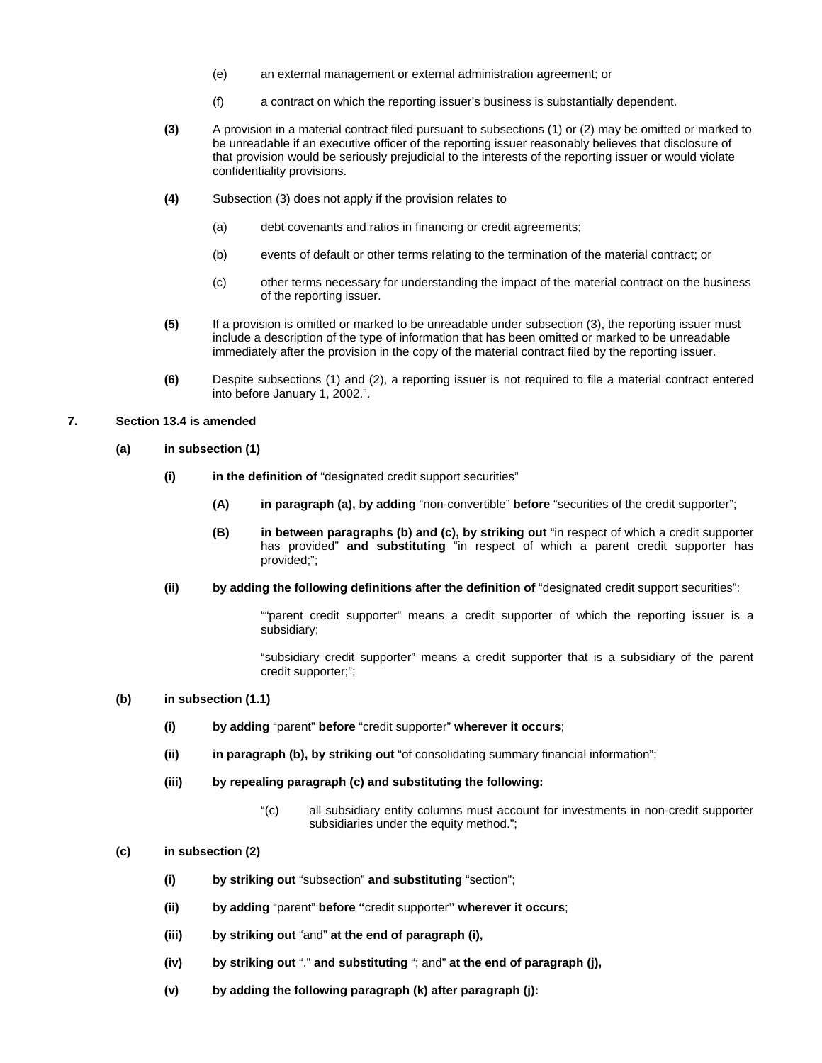(e) an external management or external administration agreement; or

(f) a contract on which the reporting issuer's business is substantially dependent.

**(3)** A provision in a material contract filed pursuant to subsections (1) or (2) may be omitted or marked to be unreadable if an executive officer of the reporting issuer reasonably believes that disclosure of that provision would be seriously prejudicial to the interests of the reporting issuer or would violate confidentiality provisions.

**(4)** Subsection (3) does not apply if the provision relates to

(a) debt covenants and ratios in financing or credit agreements;

(b) events of default or other terms relating to the termination of the material contract; or

(c) other terms necessary for understanding the impact of the material contract on the business of the reporting issuer.

**(5)** If a provision is omitted or marked to be unreadable under subsection (3), the reporting issuer must include a description of the type of information that has been omitted or marked to be unreadable immediately after the provision in the copy of the material contract filed by the reporting issuer.

**(6)** Despite subsections (1) and (2), a reporting issuer is not required to file a material contract entered into before January 1, 2002.".

**7. Section 13.4 is amended**

**(a) in subsection (1)**

**(i) in the definition of** "designated credit support securities"

**(A) in paragraph (a), by adding** "non-convertible" **before** "securities of the credit supporter";

**(B) in between paragraphs (b) and (c), by striking out** "in respect of which a credit supporter has provided" **and substituting** "in respect of which a parent credit supporter has provided;";

**(ii) by adding the following definitions after the definition of** "designated credit support securities":

""parent credit supporter" means a credit supporter of which the reporting issuer is a subsidiary;

"subsidiary credit supporter" means a credit supporter that is a subsidiary of the parent credit supporter;";

**(b) in subsection (1.1)**

**(i) by adding** "parent" **before** "credit supporter" **wherever it occurs**;

**(ii) in paragraph (b), by striking out** "of consolidating summary financial information";

**(iii) by repealing paragraph (c) and substituting the following:**

"(c) all subsidiary entity columns must account for investments in non-credit supporter subsidiaries under the equity method.";

**(c) in subsection (2)**

**(i) by striking out** "subsection" **and substituting** "section";

**(ii) by adding** "parent" **before "**credit supporter**" wherever it occurs**;

**(iii) by striking out** "and" **at the end of paragraph (i),**

**(iv) by striking out** "." **and substituting** "; and" **at the end of paragraph (j),**

**(v) by adding the following paragraph (k) after paragraph (j):**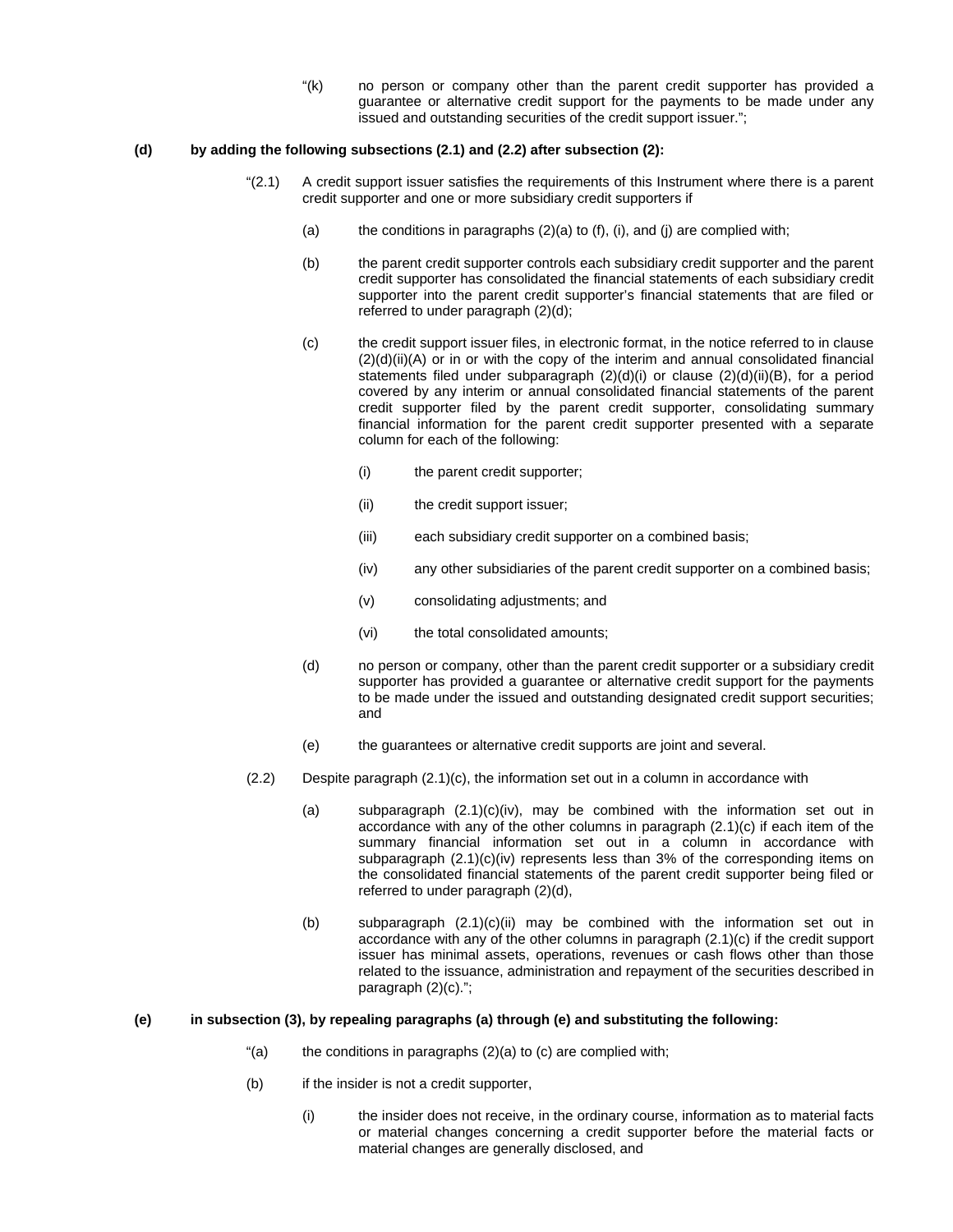"(k) no person or company other than the parent credit supporter has provided a guarantee or alternative credit support for the payments to be made under any issued and outstanding securities of the credit support issuer.";

**(d) by adding the following subsections (2.1) and (2.2) after subsection (2):**

"(2.1) A credit support issuer satisfies the requirements of this Instrument where there is a parent credit supporter and one or more subsidiary credit supporters if

(a) the conditions in paragraphs (2)(a) to (f), (i), and (j) are complied with;

(b) the parent credit supporter controls each subsidiary credit supporter and the parent credit supporter has consolidated the financial statements of each subsidiary credit supporter into the parent credit supporter's financial statements that are filed or referred to under paragraph (2)(d);

(c) the credit support issuer files, in electronic format, in the notice referred to in clause (2)(d)(ii)(A) or in or with the copy of the interim and annual consolidated financial statements filed under subparagraph (2)(d)(i) or clause (2)(d)(ii)(B), for a period covered by any interim or annual consolidated financial statements of the parent credit supporter filed by the parent credit supporter, consolidating summary financial information for the parent credit supporter presented with a separate column for each of the following:

(i) the parent credit supporter;

(ii) the credit support issuer;

(iii) each subsidiary credit supporter on a combined basis;

(iv) any other subsidiaries of the parent credit supporter on a combined basis;

(v) consolidating adjustments; and

(vi) the total consolidated amounts;

(d) no person or company, other than the parent credit supporter or a subsidiary credit supporter has provided a guarantee or alternative credit support for the payments to be made under the issued and outstanding designated credit support securities; and

(e) the guarantees or alternative credit supports are joint and several.

(2.2) Despite paragraph (2.1)(c), the information set out in a column in accordance with

(a) subparagraph (2.1)(c)(iv), may be combined with the information set out in accordance with any of the other columns in paragraph (2.1)(c) if each item of the summary financial information set out in a column in accordance with subparagraph (2.1)(c)(iv) represents less than 3% of the corresponding items on the consolidated financial statements of the parent credit supporter being filed or referred to under paragraph (2)(d),

(b) subparagraph (2.1)(c)(ii) may be combined with the information set out in accordance with any of the other columns in paragraph (2.1)(c) if the credit support issuer has minimal assets, operations, revenues or cash flows other than those related to the issuance, administration and repayment of the securities described in paragraph (2)(c).";

**(e) in subsection (3), by repealing paragraphs (a) through (e) and substituting the following:**

"(a) the conditions in paragraphs (2)(a) to (c) are complied with;

(b) if the insider is not a credit supporter,

(i) the insider does not receive, in the ordinary course, information as to material facts or material changes concerning a credit supporter before the material facts or material changes are generally disclosed, and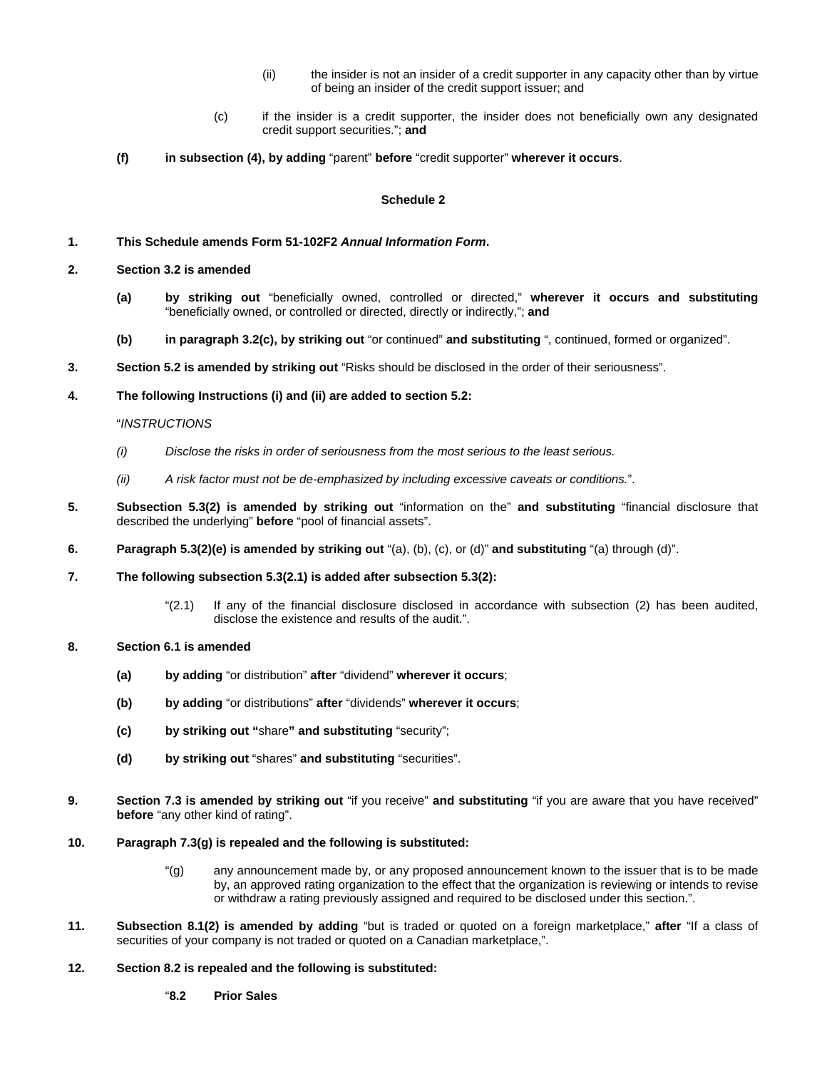(ii) the insider is not an insider of a credit supporter in any capacity other than by virtue of being an insider of the credit support issuer; and

(c) if the insider is a credit supporter, the insider does not beneficially own any designated credit support securities."; **and**

**(f) in subsection (4), by adding** "parent" **before** "credit supporter" **wherever it occurs**.

**Schedule 2**

**1. This Schedule amends Form 51-102F2 *Annual Information Form*.**

**2. Section 3.2 is amended**

**(a) by striking out** "beneficially owned, controlled or directed," **wherever it occurs and substituting** "beneficially owned, or controlled or directed, directly or indirectly,"; **and**

**(b) in paragraph 3.2(c), by striking out** "or continued" **and substituting** ", continued, formed or organized".

**3. Section 5.2 is amended by striking out** "Risks should be disclosed in the order of their seriousness".

**4. The following Instructions (i) and (ii) are added to section 5.2:**

"*INSTRUCTIONS*

*(i) Disclose the risks in order of seriousness from the most serious to the least serious.*

*(ii) A risk factor must not be de-emphasized by including excessive caveats or conditions.*".

**5. Subsection 5.3(2) is amended by striking out** "information on the" **and substituting** "financial disclosure that described the underlying" **before** "pool of financial assets".

**6. Paragraph 5.3(2)(e) is amended by striking out** "(a), (b), (c), or (d)" **and substituting** "(a) through (d)".

**7. The following subsection 5.3(2.1) is added after subsection 5.3(2):**

"(2.1) If any of the financial disclosure disclosed in accordance with subsection (2) has been audited, disclose the existence and results of the audit.".

**8. Section 6.1 is amended**

**(a) by adding** "or distribution" **after** "dividend" **wherever it occurs**;

**(b) by adding** "or distributions" **after** "dividends" **wherever it occurs**;

**(c) by striking out "**share**" and substituting** "security";

**(d) by striking out** "shares" **and substituting** "securities".

**9. Section 7.3 is amended by striking out** "if you receive" **and substituting** "if you are aware that you have received" **before** "any other kind of rating".

**10. Paragraph 7.3(g) is repealed and the following is substituted:**

"(g) any announcement made by, or any proposed announcement known to the issuer that is to be made by, an approved rating organization to the effect that the organization is reviewing or intends to revise or withdraw a rating previously assigned and required to be disclosed under this section.".

**11. Subsection 8.1(2) is amended by adding** "but is traded or quoted on a foreign marketplace," **after** "If a class of securities of your company is not traded or quoted on a Canadian marketplace,".

**12. Section 8.2 is repealed and the following is substituted:**

"**8.2 Prior Sales**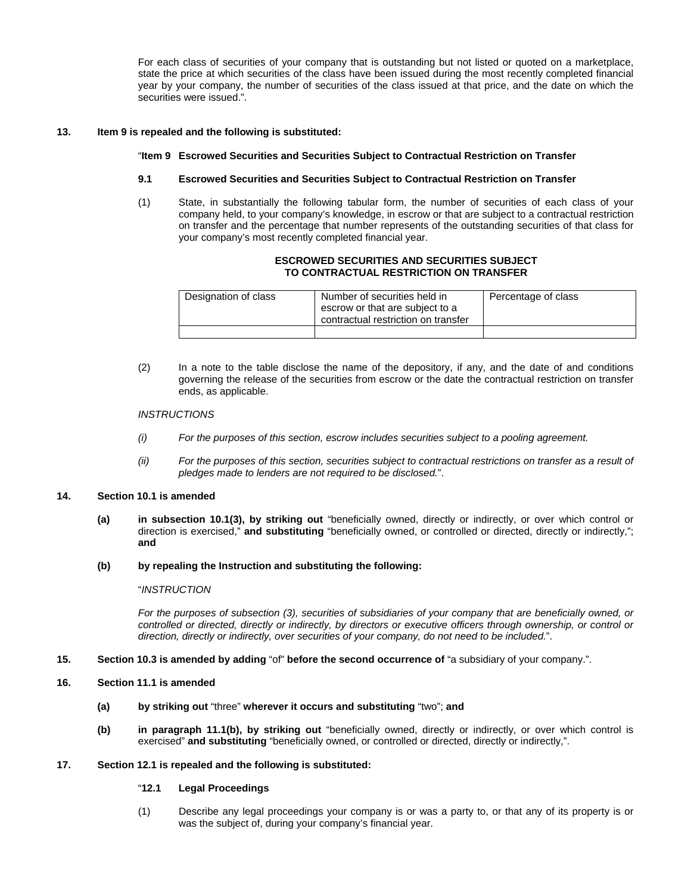For each class of securities of your company that is outstanding but not listed or quoted on a marketplace, state the price at which securities of the class have been issued during the most recently completed financial year by your company, the number of securities of the class issued at that price, and the date on which the securities were issued.".

**13. Item 9 is repealed and the following is substituted:**

"**Item 9 Escrowed Securities and Securities Subject to Contractual Restriction on Transfer**

**9.1 Escrowed Securities and Securities Subject to Contractual Restriction on Transfer**

(1) State, in substantially the following tabular form, the number of securities of each class of your company held, to your company's knowledge, in escrow or that are subject to a contractual restriction on transfer and the percentage that number represents of the outstanding securities of that class for your company's most recently completed financial year.

**ESCROWED SECURITIES AND SECURITIES SUBJECT TO CONTRACTUAL RESTRICTION ON TRANSFER**

| Designation of class | Number of securities held in escrow or that are subject to a contractual restriction on transfer | Percentage of class |
|---|---|---|
| | | |

(2) In a note to the table disclose the name of the depository, if any, and the date of and conditions governing the release of the securities from escrow or the date the contractual restriction on transfer ends, as applicable.

*INSTRUCTIONS*

*(i) For the purposes of this section, escrow includes securities subject to a pooling agreement.*

*(ii) For the purposes of this section, securities subject to contractual restrictions on transfer as a result of pledges made to lenders are not required to be disclosed.*".

**14. Section 10.1 is amended**

**(a) in subsection 10.1(3), by striking out** "beneficially owned, directly or indirectly, or over which control or direction is exercised," **and substituting** "beneficially owned, or controlled or directed, directly or indirectly,"; **and**

**(b) by repealing the Instruction and substituting the following:**

"*INSTRUCTION*

*For the purposes of subsection (3), securities of subsidiaries of your company that are beneficially owned, or controlled or directed, directly or indirectly, by directors or executive officers through ownership, or control or direction, directly or indirectly, over securities of your company, do not need to be included.*".

**15. Section 10.3 is amended by adding** "of" **before the second occurrence of** "a subsidiary of your company.".

**16. Section 11.1 is amended**

**(a) by striking out** "three" **wherever it occurs and substituting** "two"; **and**

**(b) in paragraph 11.1(b), by striking out** "beneficially owned, directly or indirectly, or over which control is exercised" **and substituting** "beneficially owned, or controlled or directed, directly or indirectly,".

**17. Section 12.1 is repealed and the following is substituted:**

"**12.1 Legal Proceedings**

(1) Describe any legal proceedings your company is or was a party to, or that any of its property is or was the subject of, during your company's financial year.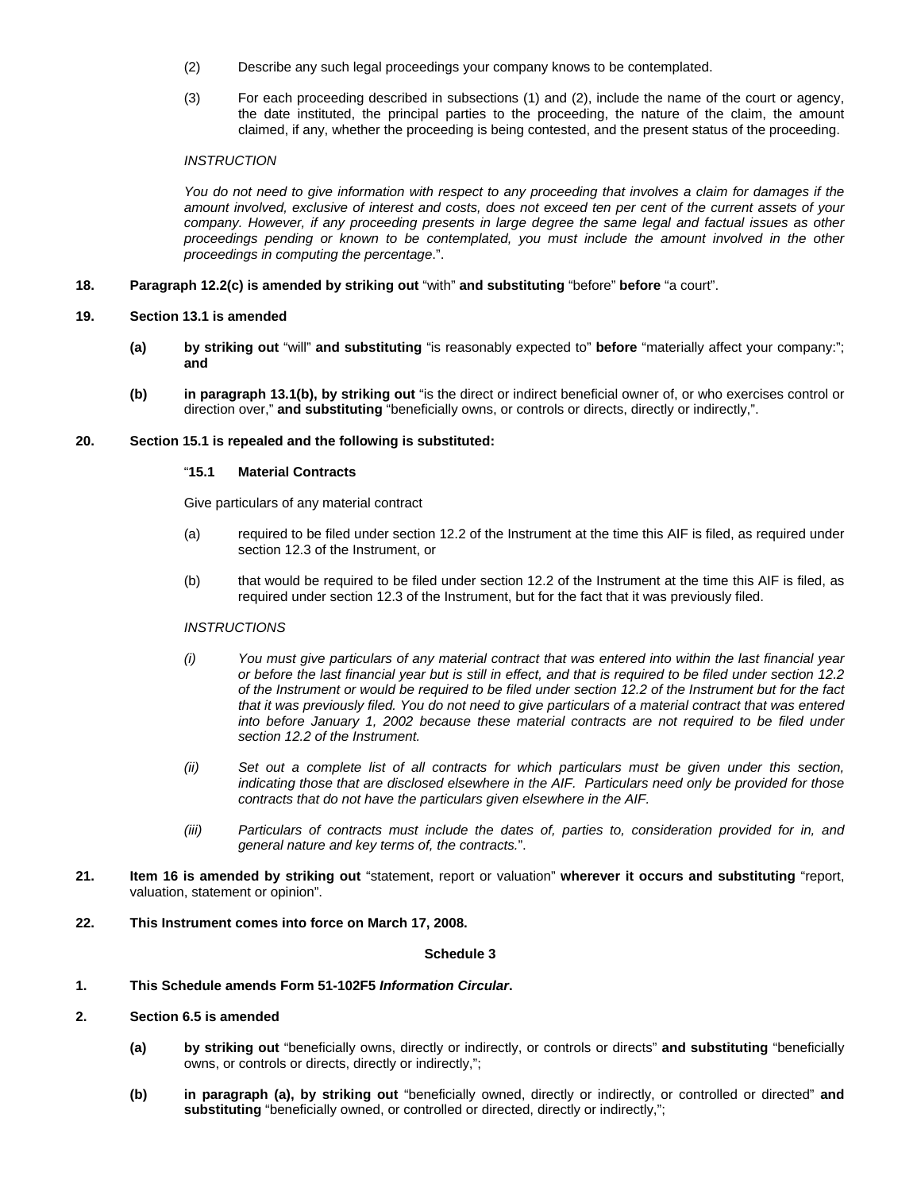(2) Describe any such legal proceedings your company knows to be contemplated.

(3) For each proceeding described in subsections (1) and (2), include the name of the court or agency, the date instituted, the principal parties to the proceeding, the nature of the claim, the amount claimed, if any, whether the proceeding is being contested, and the present status of the proceeding.

*INSTRUCTION*

*You do not need to give information with respect to any proceeding that involves a claim for damages if the amount involved, exclusive of interest and costs, does not exceed ten per cent of the current assets of your company. However, if any proceeding presents in large degree the same legal and factual issues as other proceedings pending or known to be contemplated, you must include the amount involved in the other proceedings in computing the percentage*.".

**18. Paragraph 12.2(c) is amended by striking out** "with" **and substituting** "before" **before** "a court".

**19. Section 13.1 is amended**

**(a) by striking out** "will" **and substituting** "is reasonably expected to" **before** "materially affect your company:"; **and**

**(b) in paragraph 13.1(b), by striking out** "is the direct or indirect beneficial owner of, or who exercises control or direction over," **and substituting** "beneficially owns, or controls or directs, directly or indirectly,".

**20. Section 15.1 is repealed and the following is substituted:**

"**15.1 Material Contracts**

Give particulars of any material contract

(a) required to be filed under section 12.2 of the Instrument at the time this AIF is filed, as required under section 12.3 of the Instrument, or

(b) that would be required to be filed under section 12.2 of the Instrument at the time this AIF is filed, as required under section 12.3 of the Instrument, but for the fact that it was previously filed.

*INSTRUCTIONS*

*(i) You must give particulars of any material contract that was entered into within the last financial year or before the last financial year but is still in effect, and that is required to be filed under section 12.2 of the Instrument or would be required to be filed under section 12.2 of the Instrument but for the fact that it was previously filed. You do not need to give particulars of a material contract that was entered into before January 1, 2002 because these material contracts are not required to be filed under section 12.2 of the Instrument.*

*(ii) Set out a complete list of all contracts for which particulars must be given under this section, indicating those that are disclosed elsewhere in the AIF. Particulars need only be provided for those contracts that do not have the particulars given elsewhere in the AIF.*

*(iii) Particulars of contracts must include the dates of, parties to, consideration provided for in, and general nature and key terms of, the contracts.*".

**21. Item 16 is amended by striking out** "statement, report or valuation" **wherever it occurs and substituting** "report, valuation, statement or opinion".

**22. This Instrument comes into force on March 17, 2008.**

**Schedule 3**

**1. This Schedule amends Form 51-102F5 *Information Circular*.**

**2. Section 6.5 is amended**

**(a) by striking out** "beneficially owns, directly or indirectly, or controls or directs" **and substituting** "beneficially owns, or controls or directs, directly or indirectly,";

**(b) in paragraph (a), by striking out** "beneficially owned, directly or indirectly, or controlled or directed" **and substituting** "beneficially owned, or controlled or directed, directly or indirectly,";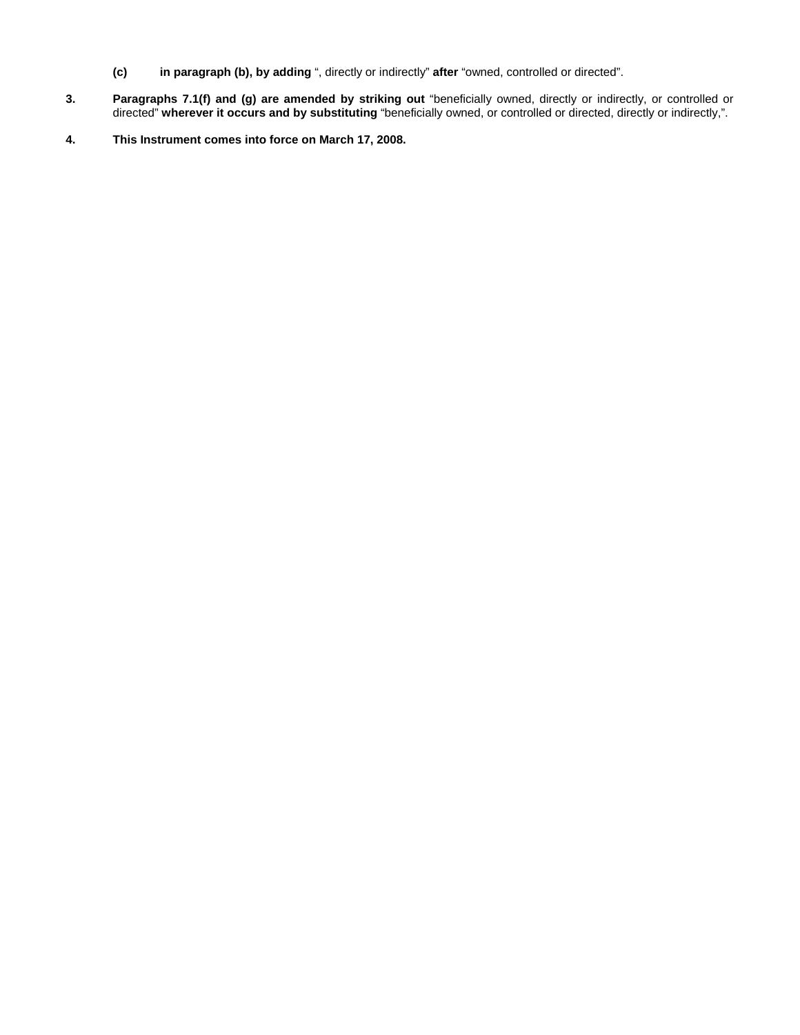**(c)** **in paragraph (b), by adding** ", directly or indirectly" **after** "owned, controlled or directed".

**3.** **Paragraphs 7.1(f) and (g) are amended by striking out** "beneficially owned, directly or indirectly, or controlled or directed" **wherever it occurs and by substituting** "beneficially owned, or controlled or directed, directly or indirectly,".

**4.** **This Instrument comes into force on March 17, 2008.**